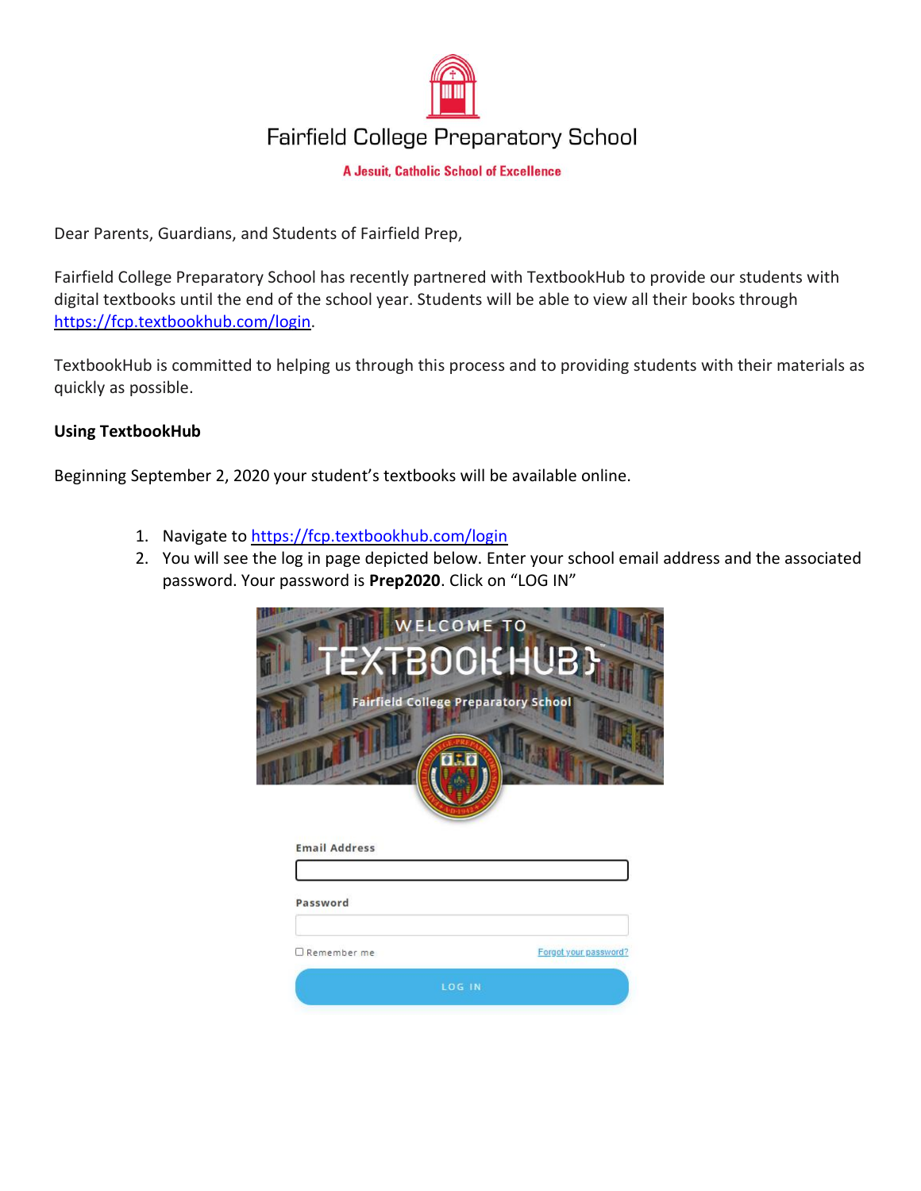# Fairfield College Preparatory School

**A Jesuit, Catholic School of Excellence**

Dear Parents, Guardians, and Students of Fairfield Prep,

Fairfield College Preparatory School has recently partnered with TextbookHub to provide our students with digital textbooks until the end of the school year. Students will be able to view all their books through [https://fcp.textbookhub.com/login](https://fcp.textbookhub.com/login).

TextbookHub is committed to helping us through this process and to providing students with their materials as quickly as possible.

**Using TextbookHub**

Beginning September 2, 2020 your student's textbooks will be available online.

1. Navigate to [https://fcp.textbookhub.com/login](https://fcp.textbookhub.com/login)
2. You will see the log in page depicted below. Enter your school email address and the associated password. Your password is **Prep2020**. Click on "LOG IN"

WELCOME TO TEXTBOOKHUB

Fairfield College Preparatory School

Email Address

Password

Remember me

Forgot your password?

LOG IN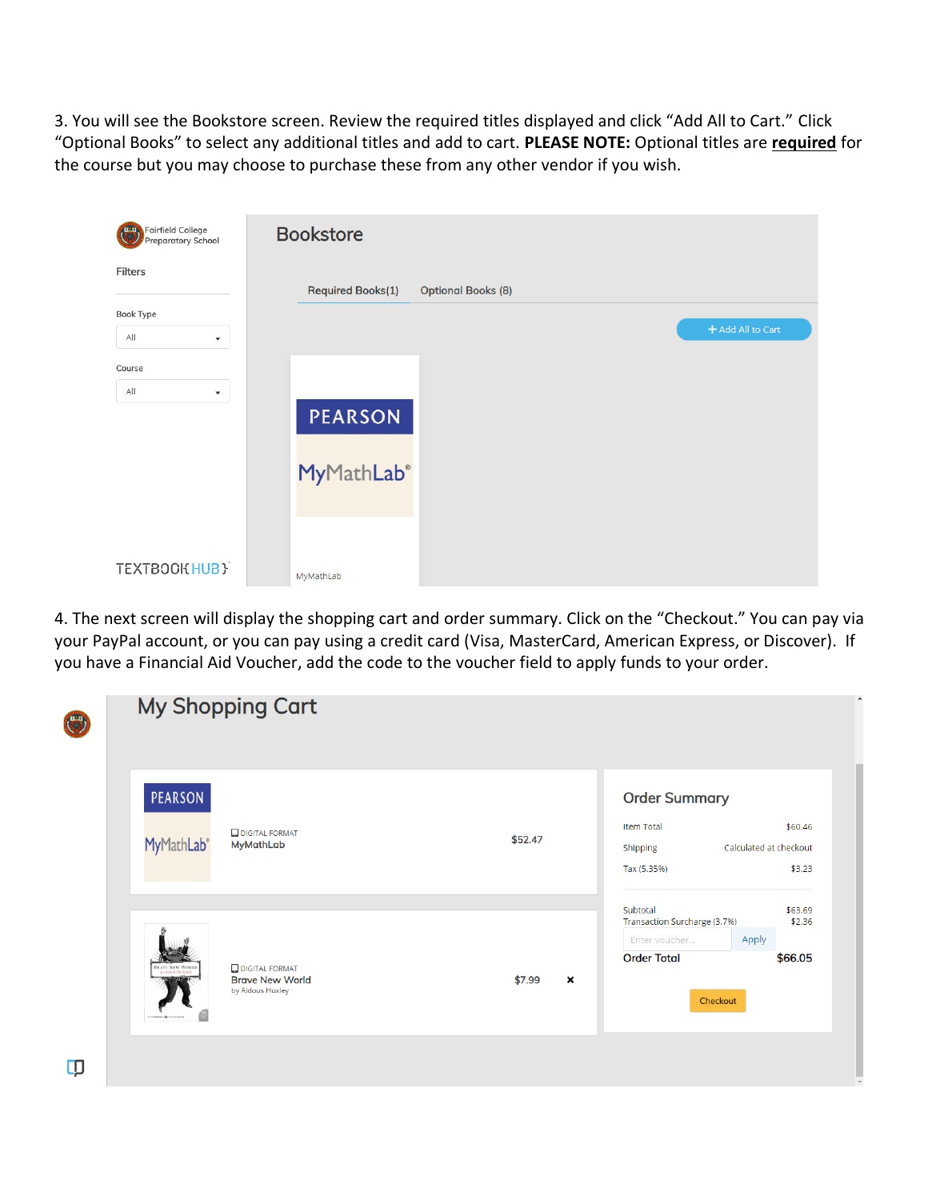3. You will see the Bookstore screen. Review the required titles displayed and click "Add All to Cart." Click "Optional Books" to select any additional titles and add to cart. **PLEASE NOTE:** Optional titles are **required** for the course but you may choose to purchase these from any other vendor if you wish.

4. The next screen will display the shopping cart and order summary. Click on the "Checkout." You can pay via your PayPal account, or you can pay using a credit card (Visa, MasterCard, American Express, or Discover). If you have a Financial Aid Voucher, add the code to the voucher field to apply funds to your order.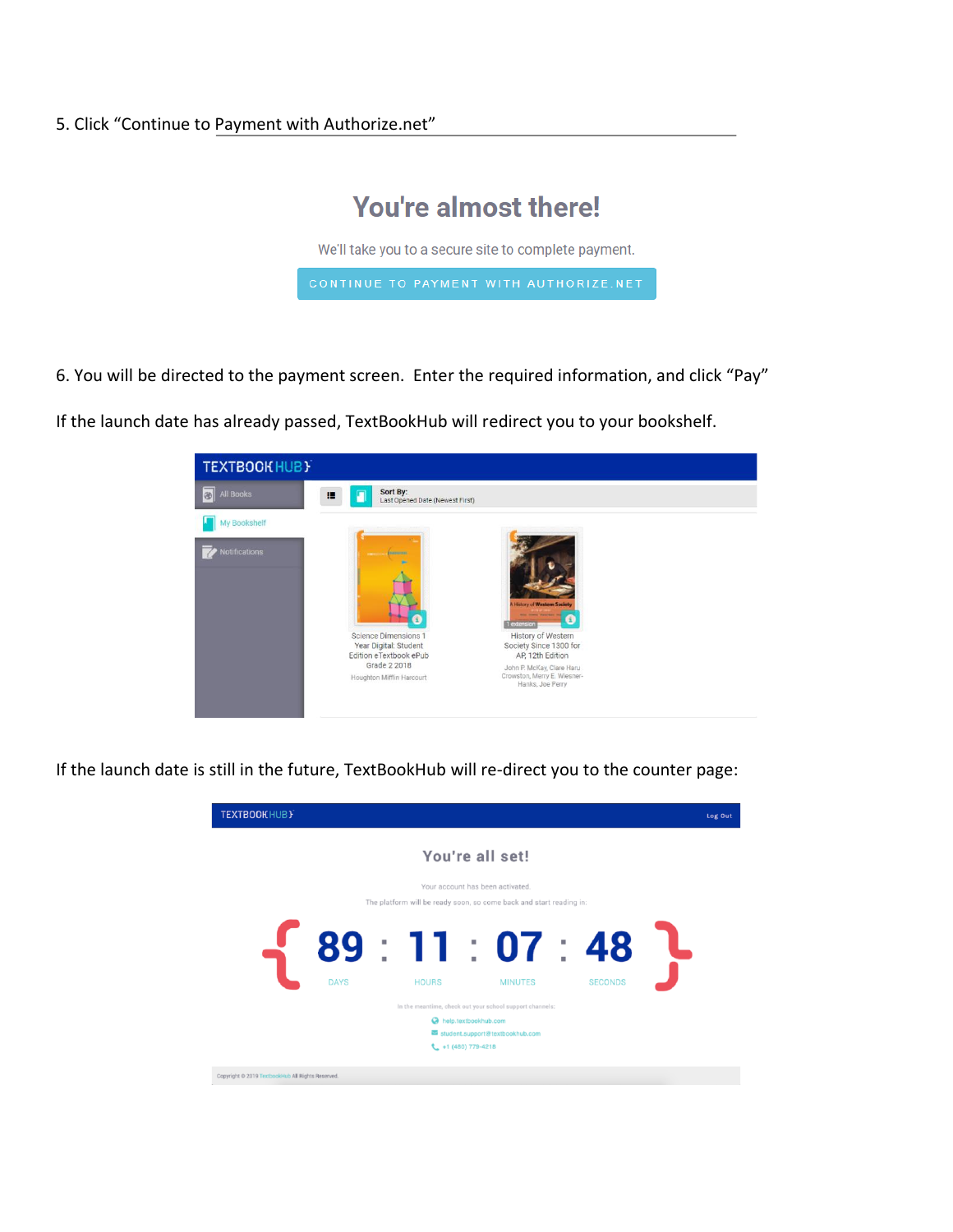5. Click "Continue to Payment with Authorize.net"

## You're almost there!

We'll take you to a secure site to complete payment.

CONTINUE TO PAYMENT WITH AUTHORIZE.NET

6. You will be directed to the payment screen. Enter the required information, and click "Pay"

If the launch date has already passed, TextBookHub will redirect you to your bookshelf.

TEXTBOOKHUB

- All Books
- My Bookshelf
- Notifications

Sort By: Last Opened Date (Newest First)

Science Dimensions 1 Year Digital: Student Edition eTextbook ePub Grade 2 2018
Houghton Mifflin Harcourt

History of Western Society Since 1300 for AP, 12th Edition
John P. McKay, Clare Haru Crowston, Merry E. Wiesner-Hanks, Joe Perry

If the launch date is still in the future, TextBookHub will re-direct you to the counter page:

TEXTBOOKHUB Log Out

## You're all set!

Your account has been activated.

The platform will be ready soon, so come back and start reading in:

{ 89 : 11 : 07 : 48 }

DAYS HOURS MINUTES SECONDS

In the meantime, check out your school support channels:

help.textbookhub.com

student.support@textbookhub.com

+1 (480) 779-4218

Copyright © 2019 TextbookHub All Rights Reserved.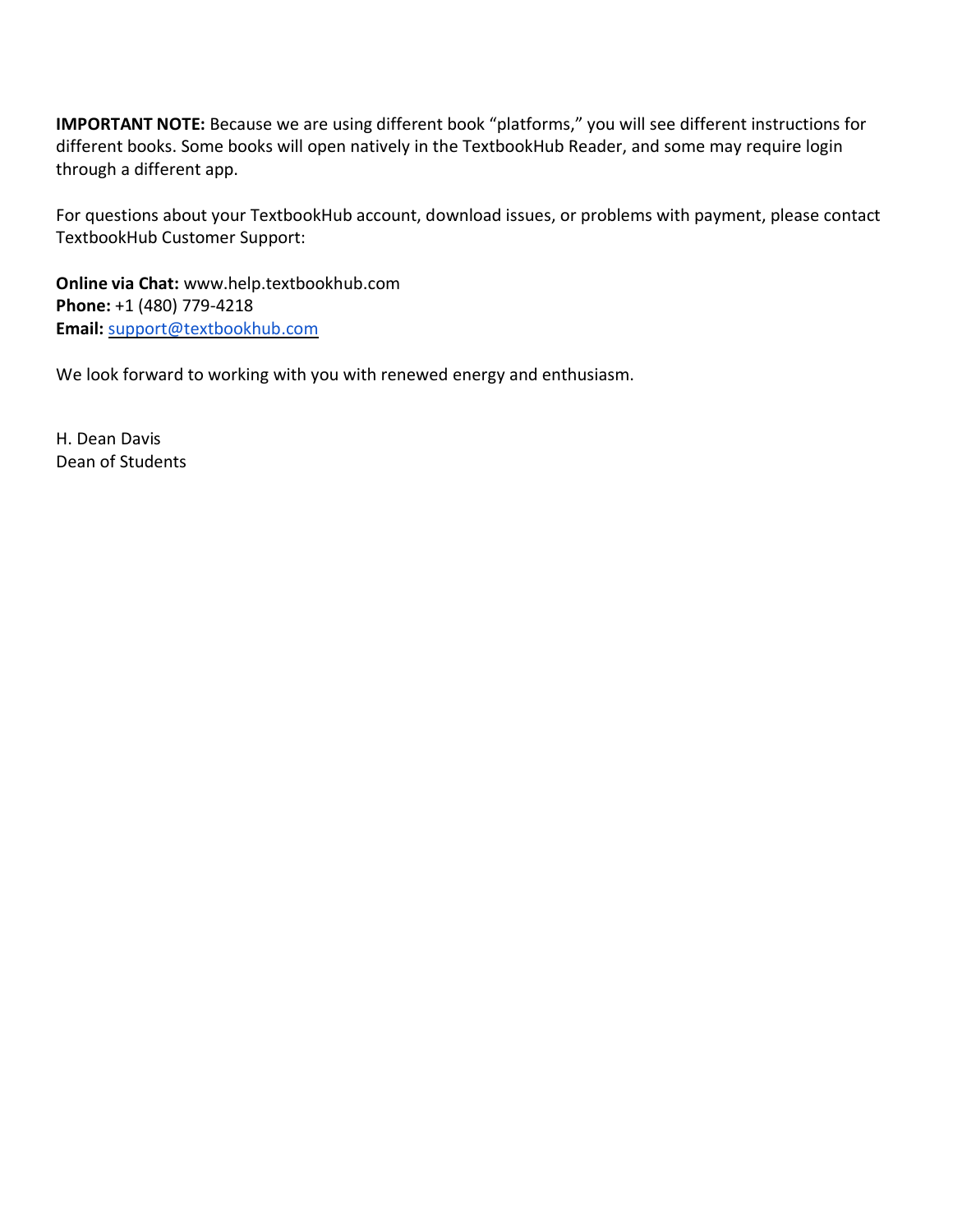**IMPORTANT NOTE:** Because we are using different book "platforms," you will see different instructions for different books. Some books will open natively in the TextbookHub Reader, and some may require login through a different app.

For questions about your TextbookHub account, download issues, or problems with payment, please contact TextbookHub Customer Support:

**Online via Chat:** www.help.textbookhub.com
**Phone:** +1 (480) 779-4218
**Email:** support@textbookhub.com

We look forward to working with you with renewed energy and enthusiasm.

H. Dean Davis
Dean of Students